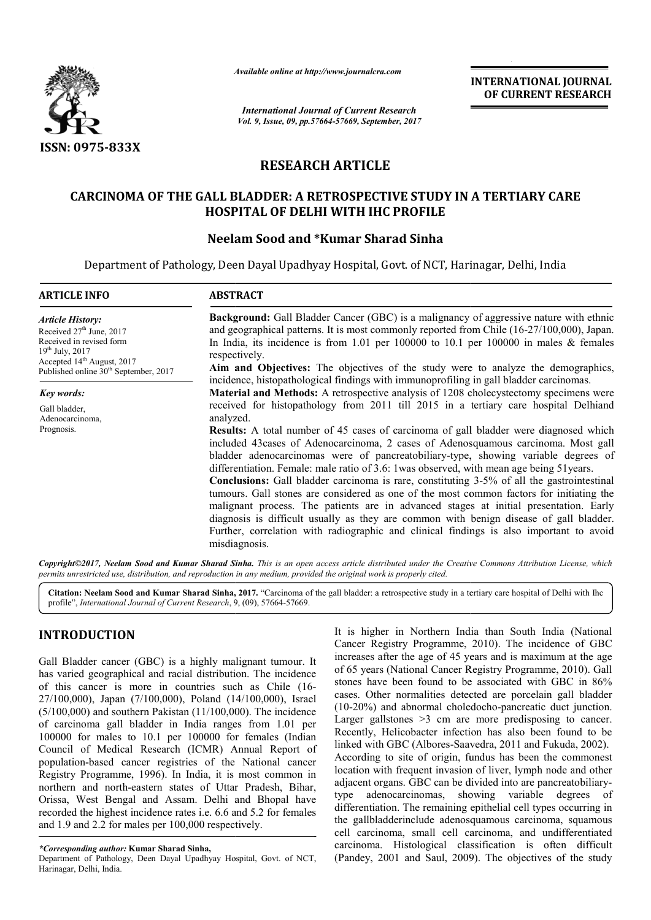ISSN: 0975-833X

*Available online at http://www.journalcra.com*

*International Journal of Current Research*
*Vol. 9, Issue, 09, pp.57664-57669, September, 2017*

**INTERNATIONAL JOURNAL OF CURRENT RESEARCH**

# RESEARCH ARTICLE

# CARCINOMA OF THE GALL BLADDER: A RETROSPECTIVE STUDY IN A TERTIARY CARE HOSPITAL OF DELHI WITH IHC PROFILE

**Neelam Sood and \*Kumar Sharad Sinha**

Department of Pathology, Deen Dayal Upadhyay Hospital, Govt. of NCT, Harinagar, Delhi, India

**ARTICLE INFO**

*Article History:*
Received 27th June, 2017
Received in revised form
19th July, 2017
Accepted 14th August, 2017
Published online 30th September, 2017

*Key words:*
Gall bladder,
Adenocarcinoma,
Prognosis.

**ABSTRACT**

**Background:** Gall Bladder Cancer (GBC) is a malignancy of aggressive nature with ethnic and geographical patterns. It is most commonly reported from Chile (16-27/100,000), Japan. In India, its incidence is from 1.01 per 100000 to 10.1 per 100000 in males & females respectively.

**Aim and Objectives:** The objectives of the study were to analyze the demographics, incidence, histopathological findings with immunoprofiling in gall bladder carcinomas.

**Material and Methods:** A retrospective analysis of 1208 cholecystectomy specimens were received for histopathology from 2011 till 2015 in a tertiary care hospital Delhiand analyzed.

**Results:** A total number of 45 cases of carcinoma of gall bladder were diagnosed which included 43cases of Adenocarcinoma, 2 cases of Adenosquamous carcinoma. Most gall bladder adenocarcinomas were of pancreatobiliary-type, showing variable degrees of differentiation. Female: male ratio of 3.6: 1was observed, with mean age being 51years.

**Conclusions:** Gall bladder carcinoma is rare, constituting 3-5% of all the gastrointestinal tumours. Gall stones are considered as one of the most common factors for initiating the malignant process. The patients are in advanced stages at initial presentation. Early diagnosis is difficult usually as they are common with benign disease of gall bladder. Further, correlation with radiographic and clinical findings is also important to avoid misdiagnosis.

*Copyright©2017, Neelam Sood and Kumar Sharad Sinha. This is an open access article distributed under the Creative Commons Attribution License, which permits unrestricted use, distribution, and reproduction in any medium, provided the original work is properly cited.*

**Citation: Neelam Sood and Kumar Sharad Sinha, 2017.** "Carcinoma of the gall bladder: a retrospective study in a tertiary care hospital of Delhi with Ihc profile", *International Journal of Current Research*, 9, (09), 57664-57669.

## INTRODUCTION

Gall Bladder cancer (GBC) is a highly malignant tumour. It has varied geographical and racial distribution. The incidence of this cancer is more in countries such as Chile (16-27/100,000), Japan (7/100,000), Poland (14/100,000), Israel (5/100,000) and southern Pakistan (11/100,000). The incidence of carcinoma gall bladder in India ranges from 1.01 per 100000 for males to 10.1 per 100000 for females (Indian Council of Medical Research (ICMR) Annual Report of population-based cancer registries of the National cancer Registry Programme, 1996). In India, it is most common in northern and north-eastern states of Uttar Pradesh, Bihar, Orissa, West Bengal and Assam. Delhi and Bhopal have recorded the highest incidence rates i.e. 6.6 and 5.2 for females and 1.9 and 2.2 for males per 100,000 respectively.

*\*Corresponding author:* **Kumar Sharad Sinha,**
Department of Pathology, Deen Dayal Upadhyay Hospital, Govt. of NCT, Harinagar, Delhi, India.

It is higher in Northern India than South India (National Cancer Registry Programme, 2010). The incidence of GBC increases after the age of 45 years and is maximum at the age of 65 years (National Cancer Registry Programme, 2010). Gall stones have been found to be associated with GBC in 86% cases. Other normalities detected are porcelain gall bladder (10-20%) and abnormal choledocho-pancreatic duct junction. Larger gallstones >3 cm are more predisposing to cancer. Recently, Helicobacter infection has also been found to be linked with GBC (Albores-Saavedra, 2011 and Fukuda, 2002). According to site of origin, fundus has been the commonest location with frequent invasion of liver, lymph node and other adjacent organs. GBC can be divided into are pancreatobiliary-type adenocarcinomas, showing variable degrees of differentiation. The remaining epithelial cell types occurring in the gallbladderinclude adenosquamous carcinoma, squamous cell carcinoma, small cell carcinoma, and undifferentiated carcinoma. Histological classification is often difficult (Pandey, 2001 and Saul, 2009). The objectives of the study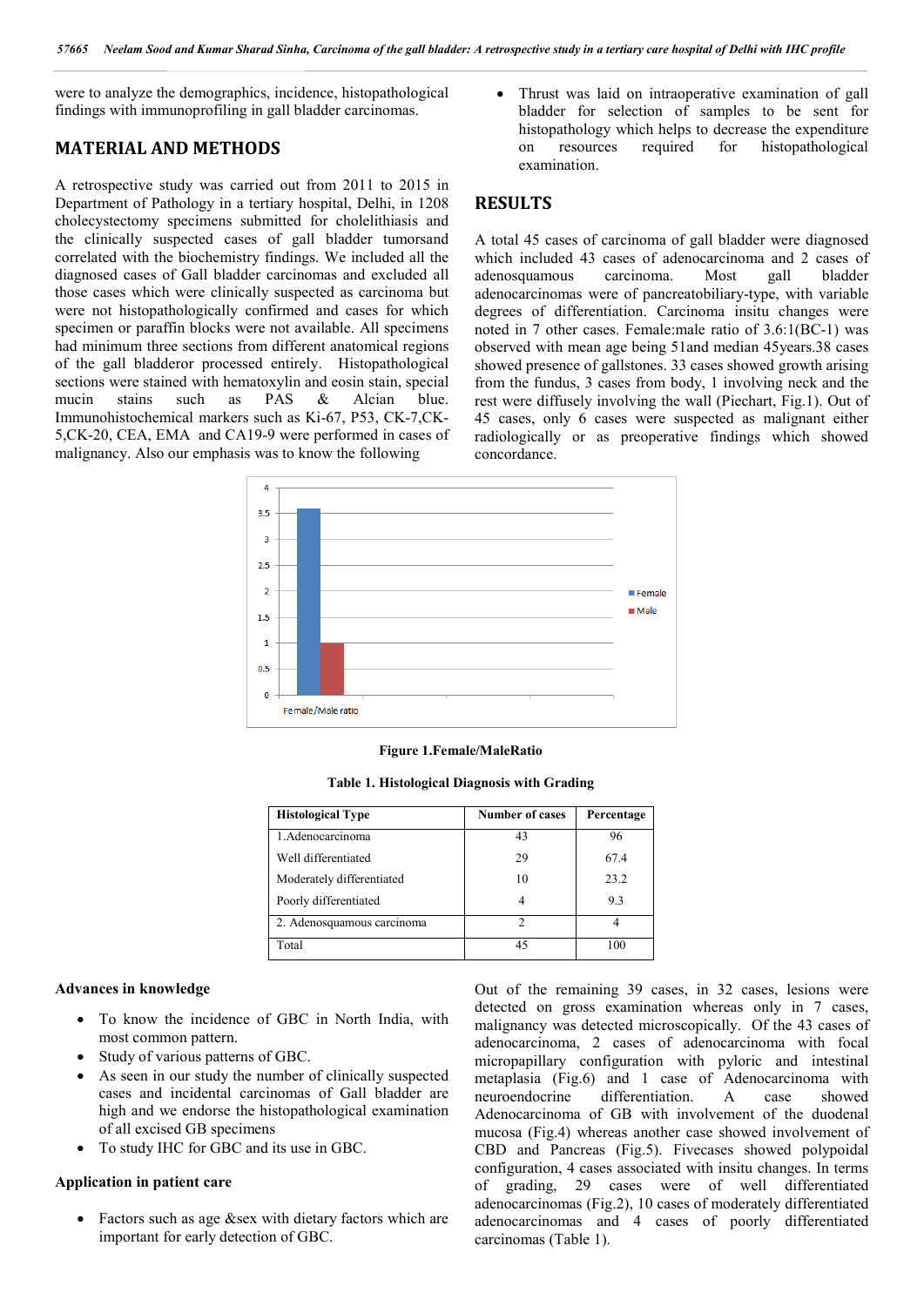were to analyze the demographics, incidence, histopathological findings with immunoprofiling in gall bladder carcinomas.

## MATERIAL AND METHODS

A retrospective study was carried out from 2011 to 2015 in Department of Pathology in a tertiary hospital, Delhi, in 1208 cholecystectomy specimens submitted for cholelithiasis and the clinically suspected cases of gall bladder tumorsand correlated with the biochemistry findings. We included all the diagnosed cases of Gall bladder carcinomas and excluded all those cases which were clinically suspected as carcinoma but were not histopathologically confirmed and cases for which specimen or paraffin blocks were not available. All specimens had minimum three sections from different anatomical regions of the gall bladderor processed entirely. Histopathological sections were stained with hematoxylin and eosin stain, special mucin stains such as PAS & Alcian blue. Immunohistochemical markers such as Ki-67, P53, CK-7,CK-5,CK-20, CEA, EMA and CA19-9 were performed in cases of malignancy. Also our emphasis was to know the following

- Thrust was laid on intraoperative examination of gall bladder for selection of samples to be sent for histopathology which helps to decrease the expenditure on resources required for histopathological examination.

## RESULTS

A total 45 cases of carcinoma of gall bladder were diagnosed which included 43 cases of adenocarcinoma and 2 cases of adenosquamous carcinoma. Most gall bladder adenocarcinomas were of pancreatobiliary-type, with variable degrees of differentiation. Carcinoma insitu changes were noted in 7 other cases. Female:male ratio of 3.6:1(BC-1) was observed with mean age being 51and median 45years.38 cases showed presence of gallstones. 33 cases showed growth arising from the fundus, 3 cases from body, 1 involving neck and the rest were diffusely involving the wall (Piechart, Fig.1). Out of 45 cases, only 6 cases were suspected as malignant either radiologically or as preoperative findings which showed concordance.

Figure 1.Female/MaleRatio

Table 1. Histological Diagnosis with Grading

| Histological Type | Number of cases | Percentage |
|---|---|---|
| 1.Adenocarcinoma | 43 | 96 |
| Well differentiated | 29 | 67.4 |
| Moderately differentiated | 10 | 23.2 |
| Poorly differentiated | 4 | 9.3 |
| 2. Adenosquamous carcinoma | 2 | 4 |
| Total | 45 | 100 |

### Advances in knowledge

- To know the incidence of GBC in North India, with most common pattern.
- Study of various patterns of GBC.
- As seen in our study the number of clinically suspected cases and incidental carcinomas of Gall bladder are high and we endorse the histopathological examination of all excised GB specimens
- To study IHC for GBC and its use in GBC.

### Application in patient care

- Factors such as age &sex with dietary factors which are important for early detection of GBC.

Out of the remaining 39 cases, in 32 cases, lesions were detected on gross examination whereas only in 7 cases, malignancy was detected microscopically. Of the 43 cases of adenocarcinoma, 2 cases of adenocarcinoma with focal micropapillary configuration with pyloric and intestinal metaplasia (Fig.6) and 1 case of Adenocarcinoma with neuroendocrine differentiation. A case showed Adenocarcinoma of GB with involvement of the duodenal mucosa (Fig.4) whereas another case showed involvement of CBD and Pancreas (Fig.5). Fivecases showed polypoidal configuration, 4 cases associated with insitu changes. In terms of grading, 29 cases were of well differentiated adenocarcinomas (Fig.2), 10 cases of moderately differentiated adenocarcinomas and 4 cases of poorly differentiated carcinomas (Table 1).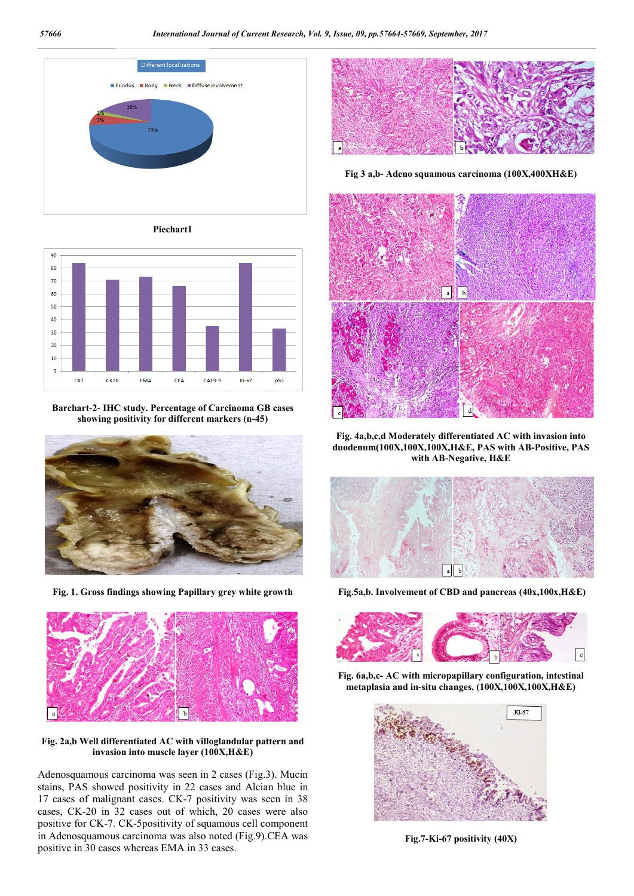Piechart1

Barchart-2- IHC study. Percentage of Carcinoma GB cases showing positivity for different markers (n-45)

Fig. 1. Gross findings showing Papillary grey white growth

Fig. 2a,b Well differentiated AC with villoglandular pattern and invasion into muscle layer (100X,H&E)

Adenosquamous carcinoma was seen in 2 cases (Fig.3). Mucin stains, PAS showed positivity in 22 cases and Alcian blue in 17 cases of malignant cases. CK-7 positivity was seen in 38 cases, CK-20 in 32 cases out of which, 20 cases were also positive for CK-7. CK-5positivity of squamous cell component in Adenosquamous carcinoma was also noted (Fig.9).CEA was positive in 30 cases whereas EMA in 33 cases.

Fig 3 a,b- Adeno squamous carcinoma (100X,400XH&E)

Fig. 4a,b,c,d Moderately differentiated AC with invasion into duodenum(100X,100X,100X,H&E, PAS with AB-Positive, PAS with AB-Negative, H&E

Fig.5a,b. Involvement of CBD and pancreas (40x,100x,H&E)

Fig. 6a,b,c- AC with micropapillary configuration, intestinal metaplasia and in-situ changes. (100X,100X,100X,H&E)

Fig.7-Ki-67 positivity (40X)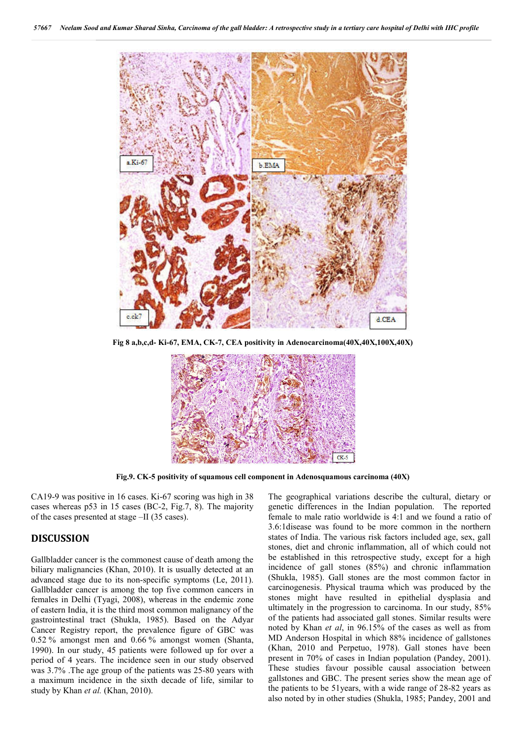Fig 8 a,b,c,d- Ki-67, EMA, CK-7, CEA positivity in Adenocarcinoma(40X,40X,100X,40X)

Fig.9. CK-5 positivity of squamous cell component in Adenosquamous carcinoma (40X)

CA19-9 was positive in 16 cases. Ki-67 scoring was high in 38 cases whereas p53 in 15 cases (BC-2, Fig.7, 8). The majority of the cases presented at stage –II (35 cases).

## DISCUSSION

Gallbladder cancer is the commonest cause of death among the biliary malignancies (Khan, 2010). It is usually detected at an advanced stage due to its non-specific symptoms (Le, 2011). Gallbladder cancer is among the top five common cancers in females in Delhi (Tyagi, 2008), whereas in the endemic zone of eastern India, it is the third most common malignancy of the gastrointestinal tract (Shukla, 1985). Based on the Adyar Cancer Registry report, the prevalence figure of GBC was 0.52 % amongst men and 0.66 % amongst women (Shanta, 1990). In our study, 45 patients were followed up for over a period of 4 years. The incidence seen in our study observed was 3.7% .The age group of the patients was 25-80 years with a maximum incidence in the sixth decade of life, similar to study by Khan *et al.* (Khan, 2010).

The geographical variations describe the cultural, dietary or genetic differences in the Indian population. The reported female to male ratio worldwide is 4:1 and we found a ratio of 3.6:1disease was found to be more common in the northern states of India. The various risk factors included age, sex, gall stones, diet and chronic inflammation, all of which could not be established in this retrospective study, except for a high incidence of gall stones (85%) and chronic inflammation (Shukla, 1985). Gall stones are the most common factor in carcinogenesis. Physical trauma which was produced by the stones might have resulted in epithelial dysplasia and ultimately in the progression to carcinoma. In our study, 85% of the patients had associated gall stones. Similar results were noted by Khan *et al*, in 96.15% of the cases as well as from MD Anderson Hospital in which 88% incidence of gallstones (Khan, 2010 and Perpetuo, 1978). Gall stones have been present in 70% of cases in Indian population (Pandey, 2001). These studies favour possible causal association between gallstones and GBC. The present series show the mean age of the patients to be 51years, with a wide range of 28-82 years as also noted by in other studies (Shukla, 1985; Pandey, 2001 and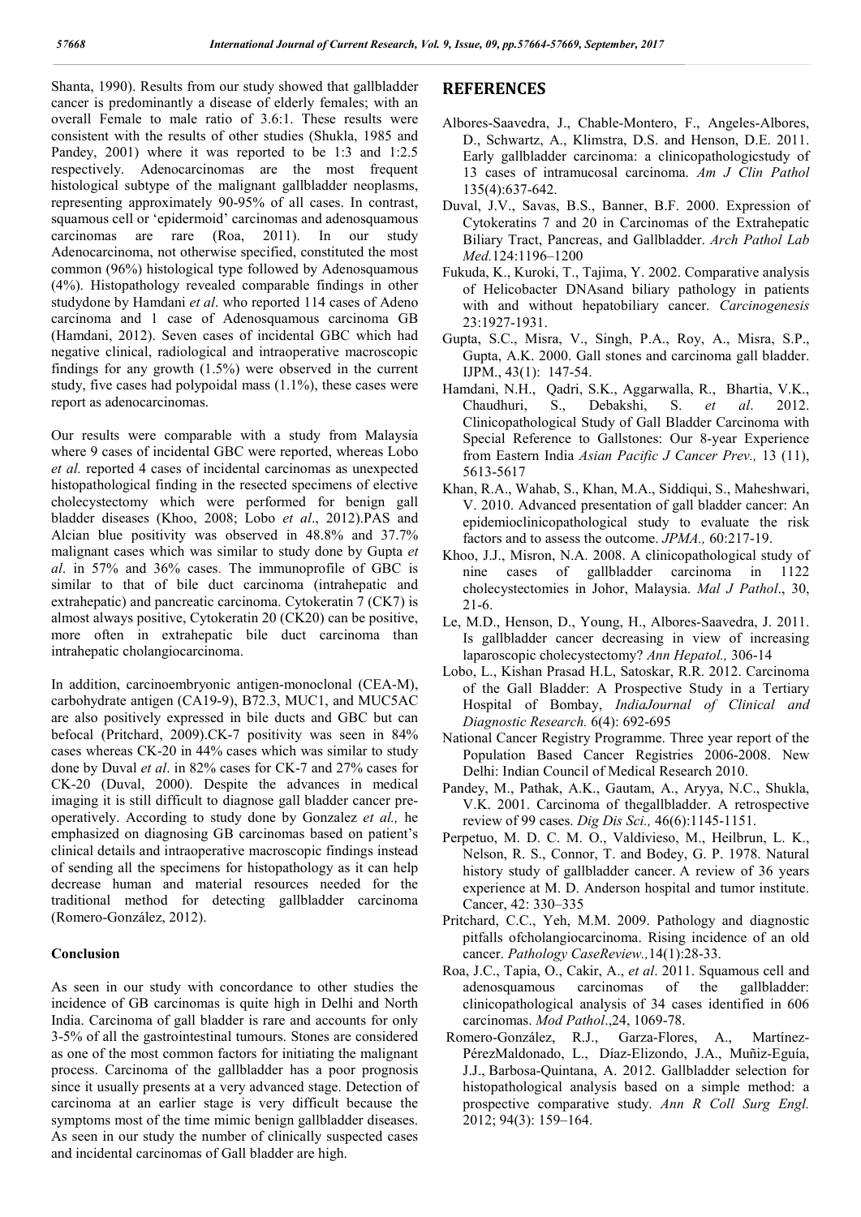Shanta, 1990). Results from our study showed that gallbladder cancer is predominantly a disease of elderly females; with an overall Female to male ratio of 3.6:1. These results were consistent with the results of other studies (Shukla, 1985 and Pandey, 2001) where it was reported to be 1:3 and 1:2.5 respectively. Adenocarcinomas are the most frequent histological subtype of the malignant gallbladder neoplasms, representing approximately 90-95% of all cases. In contrast, squamous cell or 'epidermoid' carcinomas and adenosquamous carcinomas are rare (Roa, 2011). In our study Adenocarcinoma, not otherwise specified, constituted the most common (96%) histological type followed by Adenosquamous (4%). Histopathology revealed comparable findings in other studydone by Hamdani *et al*. who reported 114 cases of Adeno carcinoma and 1 case of Adenosquamous carcinoma GB (Hamdani, 2012). Seven cases of incidental GBC which had negative clinical, radiological and intraoperative macroscopic findings for any growth (1.5%) were observed in the current study, five cases had polypoidal mass (1.1%), these cases were report as adenocarcinomas.

Our results were comparable with a study from Malaysia where 9 cases of incidental GBC were reported, whereas Lobo *et al.* reported 4 cases of incidental carcinomas as unexpected histopathological finding in the resected specimens of elective cholecystectomy which were performed for benign gall bladder diseases (Khoo, 2008; Lobo *et al*., 2012).PAS and Alcian blue positivity was observed in 48.8% and 37.7% malignant cases which was similar to study done by Gupta *et al*. in 57% and 36% cases. The immunoprofile of GBC is similar to that of bile duct carcinoma (intrahepatic and extrahepatic) and pancreatic carcinoma. Cytokeratin 7 (CK7) is almost always positive, Cytokeratin 20 (CK20) can be positive, more often in extrahepatic bile duct carcinoma than intrahepatic cholangiocarcinoma.

In addition, carcinoembryonic antigen-monoclonal (CEA-M), carbohydrate antigen (CA19-9), B72.3, MUC1, and MUC5AC are also positively expressed in bile ducts and GBC but can befocal (Pritchard, 2009).CK-7 positivity was seen in 84% cases whereas CK-20 in 44% cases which was similar to study done by Duval *et al*. in 82% cases for CK-7 and 27% cases for CK-20 (Duval, 2000). Despite the advances in medical imaging it is still difficult to diagnose gall bladder cancer pre-operatively. According to study done by Gonzalez *et al.,* he emphasized on diagnosing GB carcinomas based on patient's clinical details and intraoperative macroscopic findings instead of sending all the specimens for histopathology as it can help decrease human and material resources needed for the traditional method for detecting gallbladder carcinoma (Romero-González, 2012).

## Conclusion

As seen in our study with concordance to other studies the incidence of GB carcinomas is quite high in Delhi and North India. Carcinoma of gall bladder is rare and accounts for only 3-5% of all the gastrointestinal tumours. Stones are considered as one of the most common factors for initiating the malignant process. Carcinoma of the gallbladder has a poor prognosis since it usually presents at a very advanced stage. Detection of carcinoma at an earlier stage is very difficult because the symptoms most of the time mimic benign gallbladder diseases. As seen in our study the number of clinically suspected cases and incidental carcinomas of Gall bladder are high.

## REFERENCES

Albores-Saavedra, J., Chable-Montero, F., Angeles-Albores, D., Schwartz, A., Klimstra, D.S. and Henson, D.E. 2011. Early gallbladder carcinoma: a clinicopathologicstudy of 13 cases of intramucosal carcinoma. *Am J Clin Pathol* 135(4):637-642.

Duval, J.V., Savas, B.S., Banner, B.F. 2000. Expression of Cytokeratins 7 and 20 in Carcinomas of the Extrahepatic Biliary Tract, Pancreas, and Gallbladder. *Arch Pathol Lab Med.*124:1196–1200

Fukuda, K., Kuroki, T., Tajima, Y. 2002. Comparative analysis of Helicobacter DNAsand biliary pathology in patients with and without hepatobiliary cancer. *Carcinogenesis* 23:1927-1931.

Gupta, S.C., Misra, V., Singh, P.A., Roy, A., Misra, S.P., Gupta, A.K. 2000. Gall stones and carcinoma gall bladder. IJPM., 43(1): 147-54.

Hamdani, N.H., Qadri, S.K., Aggarwalla, R., Bhartia, V.K., Chaudhuri, S., Debakshi, S. *et al*. 2012. Clinicopathological Study of Gall Bladder Carcinoma with Special Reference to Gallstones: Our 8-year Experience from Eastern India *Asian Pacific J Cancer Prev.,* 13 (11), 5613-5617

Khan, R.A., Wahab, S., Khan, M.A., Siddiqui, S., Maheshwari, V. 2010. Advanced presentation of gall bladder cancer: An epidemioclinicopathological study to evaluate the risk factors and to assess the outcome. *JPMA.,* 60:217-19.

Khoo, J.J., Misron, N.A. 2008. A clinicopathological study of nine cases of gallbladder carcinoma in 1122 cholecystectomies in Johor, Malaysia. *Mal J Pathol*., 30, 21-6.

Le, M.D., Henson, D., Young, H., Albores-Saavedra, J. 2011. Is gallbladder cancer decreasing in view of increasing laparoscopic cholecystectomy? *Ann Hepatol.,* 306-14

Lobo, L., Kishan Prasad H.L, Satoskar, R.R. 2012. Carcinoma of the Gall Bladder: A Prospective Study in a Tertiary Hospital of Bombay, *IndiaJournal of Clinical and Diagnostic Research.* 6(4): 692-695

National Cancer Registry Programme. Three year report of the Population Based Cancer Registries 2006-2008. New Delhi: Indian Council of Medical Research 2010.

Pandey, M., Pathak, A.K., Gautam, A., Aryya, N.C., Shukla, V.K. 2001. Carcinoma of thegallbladder. A retrospective review of 99 cases. *Dig Dis Sci.,* 46(6):1145-1151.

Perpetuo, M. D. C. M. O., Valdivieso, M., Heilbrun, L. K., Nelson, R. S., Connor, T. and Bodey, G. P. 1978. Natural history study of gallbladder cancer. A review of 36 years experience at M. D. Anderson hospital and tumor institute. Cancer, 42: 330–335

Pritchard, C.C., Yeh, M.M. 2009. Pathology and diagnostic pitfalls ofcholangiocarcinoma. Rising incidence of an old cancer. *Pathology CaseReview.,*14(1):28-33.

Roa, J.C., Tapia, O., Cakir, A., *et al*. 2011. Squamous cell and adenosquamous carcinomas of the gallbladder: clinicopathological analysis of 34 cases identified in 606 carcinomas. *Mod Pathol*.,24, 1069-78.

Romero-González, R.J., Garza-Flores, A., Martínez-PérezMaldonado, L., Díaz-Elizondo, J.A., Muñiz-Eguía, J.J., Barbosa-Quintana, A. 2012. Gallbladder selection for histopathological analysis based on a simple method: a prospective comparative study. *Ann R Coll Surg Engl.* 2012; 94(3): 159–164.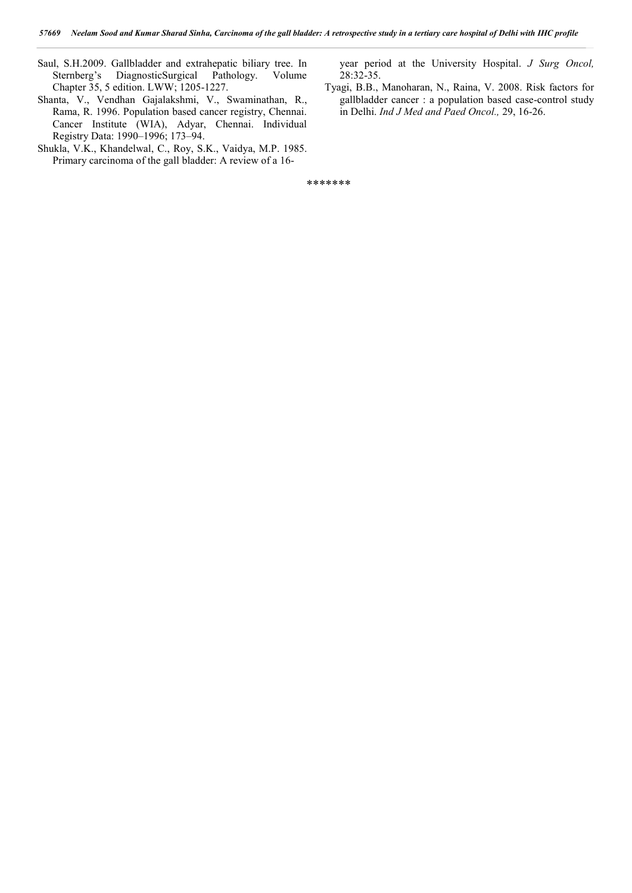Saul, S.H.2009. Gallbladder and extrahepatic biliary tree. In Sternberg's DiagnosticSurgical Pathology. Volume Chapter 35, 5 edition. LWW; 1205-1227.

Shanta, V., Vendhan Gajalakshmi, V., Swaminathan, R., Rama, R. 1996. Population based cancer registry, Chennai. Cancer Institute (WIA), Adyar, Chennai. Individual Registry Data: 1990–1996; 173–94.

Shukla, V.K., Khandelwal, C., Roy, S.K., Vaidya, M.P. 1985. Primary carcinoma of the gall bladder: A review of a 16-year period at the University Hospital. *J Surg Oncol,* 28:32-35.

Tyagi, B.B., Manoharan, N., Raina, V. 2008. Risk factors for gallbladder cancer : a population based case-control study in Delhi. *Ind J Med and Paed Oncol.,* 29, 16-26.

*******